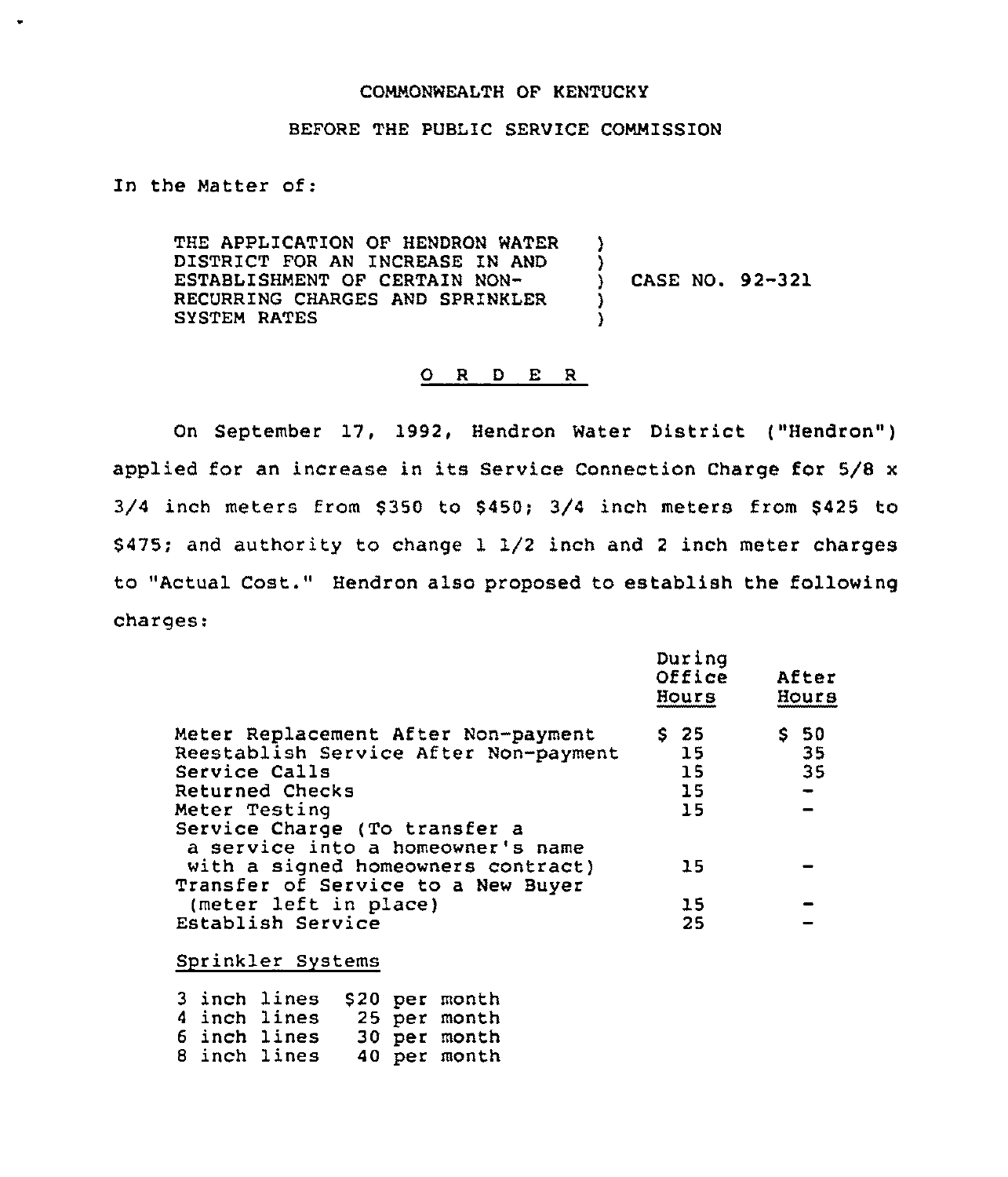COMMONWEALTH OF KENTUCKY

BEFORE THE PUBLIC SERVICE COMMISSION

In the Matter of:

THE APPLICATION OF HENDRON WATER DISTRICT FOR AN INCREASE IN AND ESTABLISHMENT OF CERTAIN NON-RECURRING CHARGES AND SPRINKLER SYSTEM RATES ) CASE NO. 92-321

## O R D E R

On September 17, 1992, Hendron Water District ("Hendron") applied for an increase in its Service Connection Charge for 5/8 x 3/4 inch meters from $350 to $450; 3/4 inch meters from $425 to $475; and authority to change 1 1/2 inch and 2 inch meter charges to "Actual Cost." Hendron also proposed to establish the following charges:

| | During Office Hours | After Hours |
|---|---|---|
| Meter Replacement After Non-payment | $ 25 | $ 50 |
| Reestablish Service After Non-payment | 15 | 35 |
| Service Calls | 15 | 35 |
| Returned Checks | 15 | - |
| Meter Testing | 15 | - |
| Service Charge (To transfer a a service into a homeowner's name with a signed homeowners contract) | 15 | - |
| Transfer of Service to a New Buyer (meter left in place) | 15 | - |
| Establish Service | 25 | - |

Sprinkler Systems

| | |
|---|---|
| 3 inch lines | $20 per month |
| 4 inch lines | 25 per month |
| 6 inch lines | 30 per month |
| 8 inch lines | 40 per month |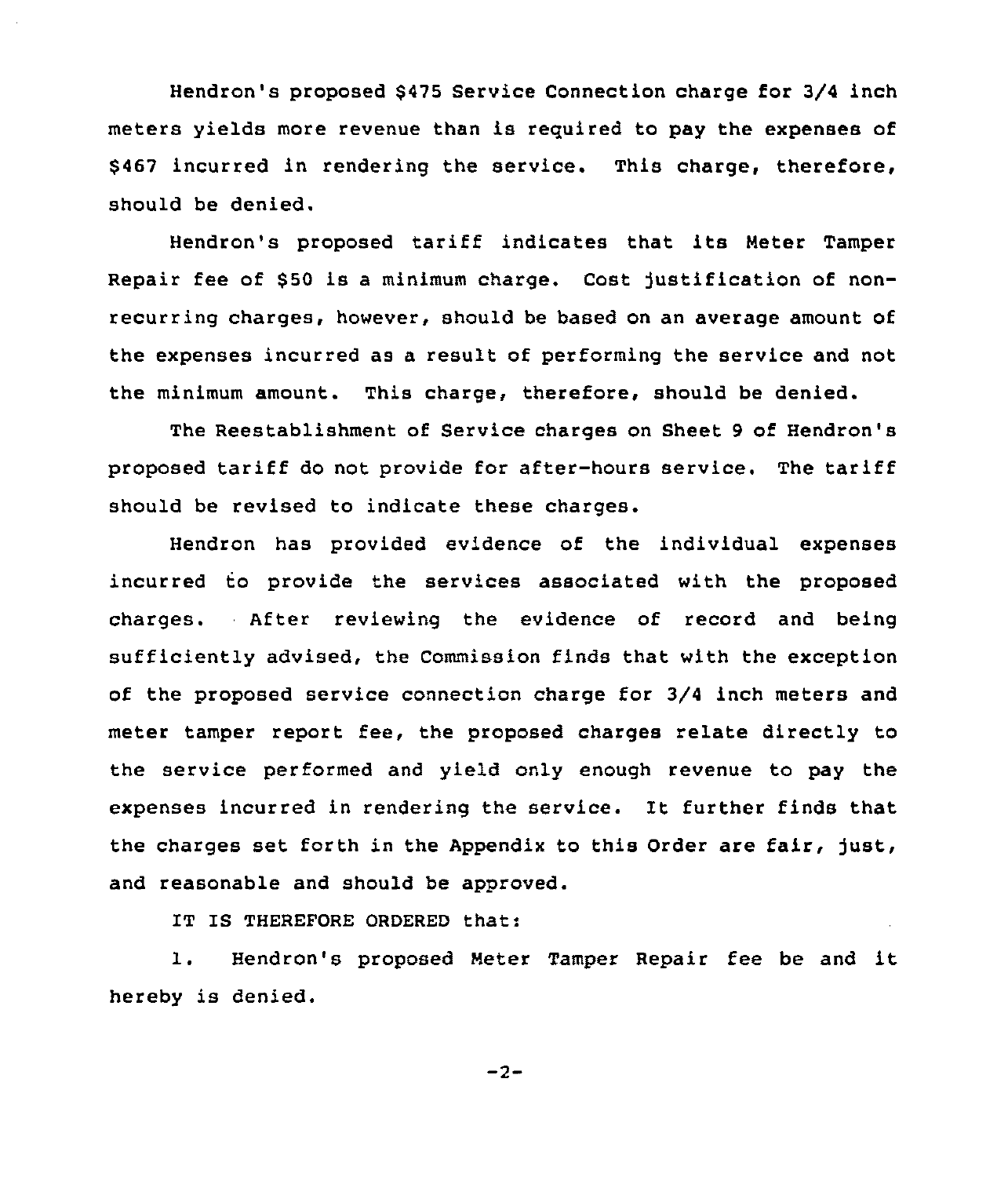Hendron's proposed $475 Service Connection charge for 3/4 inch meters yields more revenue than is required to pay the expenses of $467 incurred in rendering the service. This charge, therefore, should be denied.

Hendron's proposed tariff indicates that its Meter Tamper Repair fee of $50 is a minimum charge. Cost justification of non-recurring charges, however, should be based on an average amount of the expenses incurred as a result of performing the service and not the minimum amount. This charge, therefore, should be denied.

The Reestablishment of Service charges on Sheet 9 of Hendron's proposed tariff do not provide for after-hours service. The tariff should be revised to indicate these charges.

Hendron has provided evidence of the individual expenses incurred to provide the services associated with the proposed charges. After reviewing the evidence of record and being sufficiently advised, the Commission finds that with the exception of the proposed service connection charge for 3/4 inch meters and meter tamper report fee, the proposed charges relate directly to the service performed and yield only enough revenue to pay the expenses incurred in rendering the service. It further finds that the charges set forth in the Appendix to this Order are fair, just, and reasonable and should be approved.

IT IS THEREFORE ORDERED that:

1. Hendron's proposed Meter Tamper Repair fee be and it hereby is denied.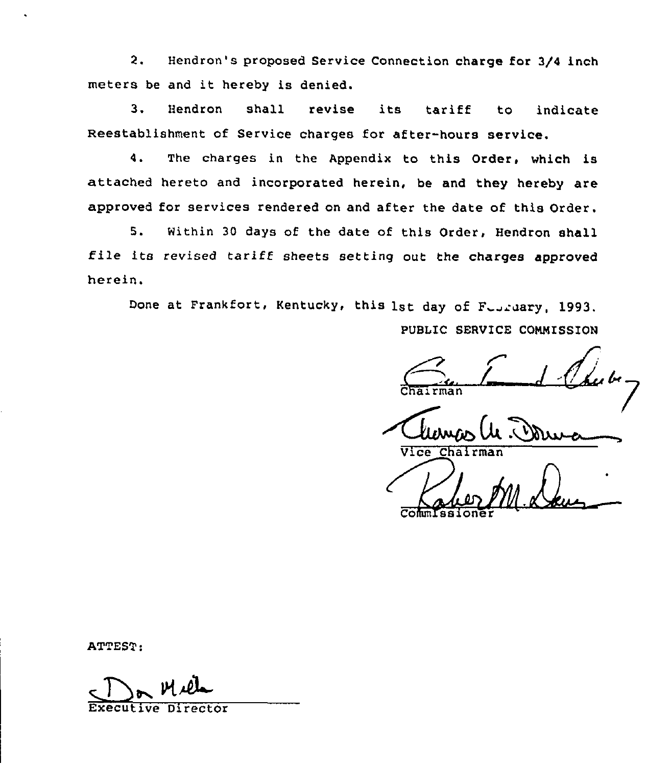2. Hendron's proposed Service Connection charge for 3/4 inch meters be and it hereby is denied.

3. Hendron shall revise its tariff to indicate Reestablishment of Service charges for after-hours service.

4. The charges in the Appendix to this Order, which is attached hereto and incorporated herein, be and they hereby are approved for services rendered on and after the date of this Order.

5. Within 30 days of the date of this Order, Hendron shall file its revised tariff sheets setting out the charges approved herein.

Done at Frankfort, Kentucky, this 1st day of February, 1993.

PUBLIC SERVICE COMMISSION

Chairman

Vice Chairman

Commissioner

ATTEST:

Executive Director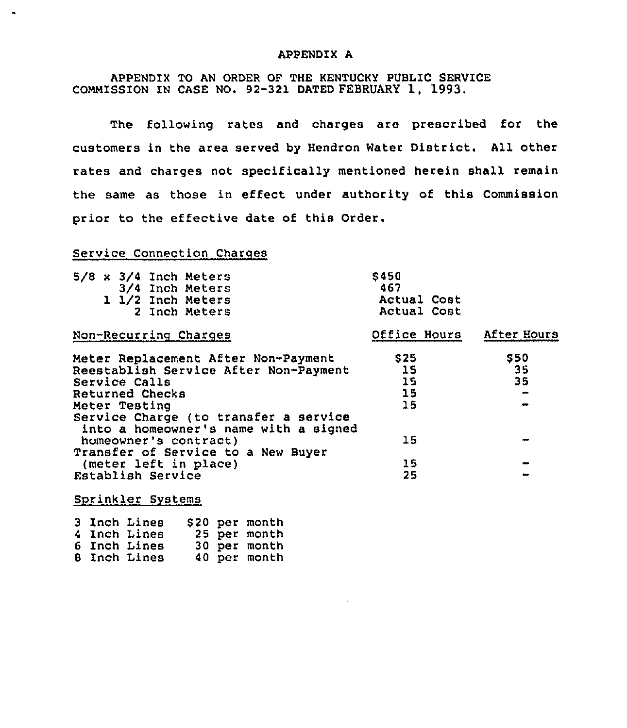# APPENDIX A

APPENDIX TO AN ORDER OF THE KENTUCKY PUBLIC SERVICE COMMISSION IN CASE NO. 92-321 DATED FEBRUARY 1, 1993.

The following rates and charges are prescribed for the customers in the area served by Hendron Water District. All other rates and charges not specifically mentioned herein shall remain the same as those in effect under authority of this Commission prior to the effective date of this Order.

Service Connection Charges

| | |
|---|---|
| 5/8 x 3/4 Inch Meters | $450 |
| 3/4 Inch Meters | 467 |
| 1 1/2 Inch Meters | Actual Cost |
| 2 Inch Meters | Actual Cost |

| Non-Recurring Charges | Office Hours | After Hours |
|---|---|---|
| Meter Replacement After Non-Payment | $25 | $50 |
| Reestablish Service After Non-Payment | 15 | 35 |
| Service Calls | 15 | 35 |
| Returned Checks | 15 | - |
| Meter Testing | 15 | - |
| Service Charge (to transfer a service into a homeowner's name with a signed homeowner's contract) | 15 | - |
| Transfer of Service to a New Buyer (meter left in place) | 15 | - |
| Establish Service | 25 | - |

Sprinkler Systems

| | |
|---|---|
| 3 Inch Lines | $20 per month |
| 4 Inch Lines | 25 per month |
| 6 Inch Lines | 30 per month |
| 8 Inch Lines | 40 per month |